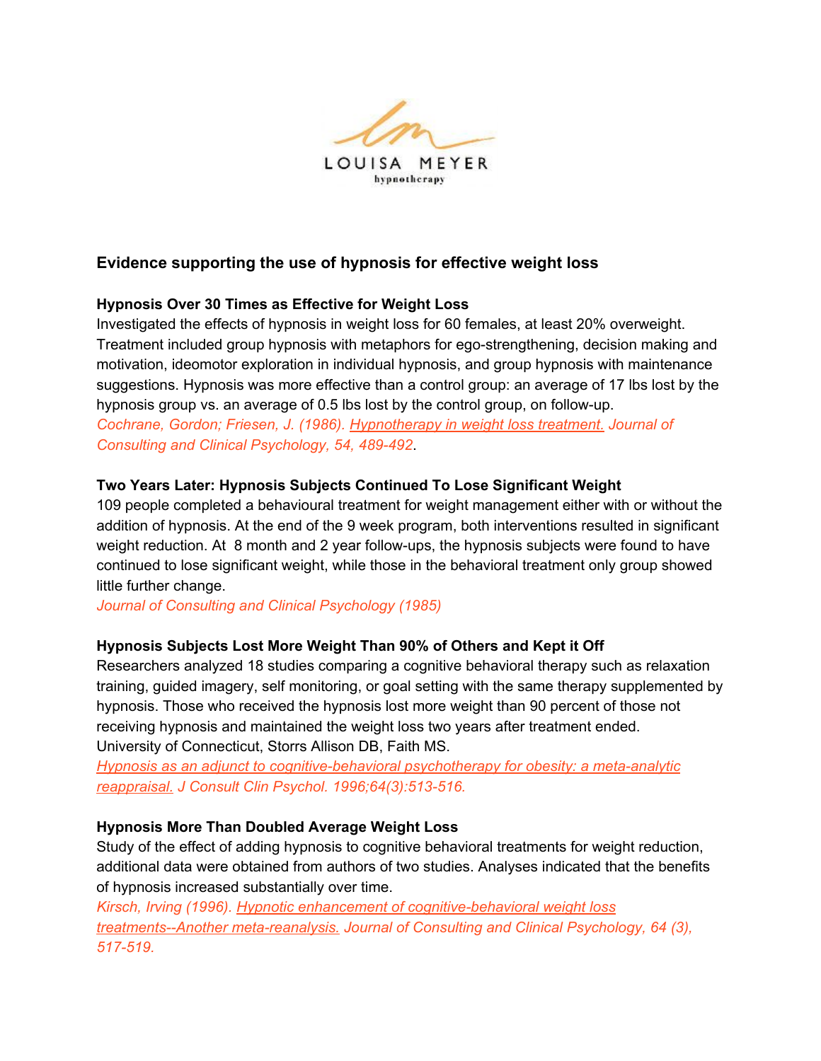LOUISA MEYER

hypnotherapy

## Evidence supporting the use of hypnosis for effective weight loss

### Hypnosis Over 30 Times as Effective for Weight Loss

Investigated the effects of hypnosis in weight loss for 60 females, at least 20% overweight. Treatment included group hypnosis with metaphors for ego-strengthening, decision making and motivation, ideomotor exploration in individual hypnosis, and group hypnosis with maintenance suggestions. Hypnosis was more effective than a control group: an average of 17 lbs lost by the hypnosis group vs. an average of 0.5 lbs lost by the control group, on follow-up.

*Cochrane, Gordon; Friesen, J. (1986). Hypnotherapy in weight loss treatment. Journal of Consulting and Clinical Psychology, 54, 489-492.*

### Two Years Later: Hypnosis Subjects Continued To Lose Significant Weight

109 people completed a behavioural treatment for weight management either with or without the addition of hypnosis. At the end of the 9 week program, both interventions resulted in significant weight reduction. At 8 month and 2 year follow-ups, the hypnosis subjects were found to have continued to lose significant weight, while those in the behavioral treatment only group showed little further change.

*Journal of Consulting and Clinical Psychology (1985)*

### Hypnosis Subjects Lost More Weight Than 90% of Others and Kept it Off

Researchers analyzed 18 studies comparing a cognitive behavioral therapy such as relaxation training, guided imagery, self monitoring, or goal setting with the same therapy supplemented by hypnosis. Those who received the hypnosis lost more weight than 90 percent of those not receiving hypnosis and maintained the weight loss two years after treatment ended.
University of Connecticut, Storrs Allison DB, Faith MS.

*Hypnosis as an adjunct to cognitive-behavioral psychotherapy for obesity: a meta-analytic reappraisal. J Consult Clin Psychol. 1996;64(3):513-516.*

### Hypnosis More Than Doubled Average Weight Loss

Study of the effect of adding hypnosis to cognitive behavioral treatments for weight reduction, additional data were obtained from authors of two studies. Analyses indicated that the benefits of hypnosis increased substantially over time.

*Kirsch, Irving (1996). Hypnotic enhancement of cognitive-behavioral weight loss treatments--Another meta-reanalysis. Journal of Consulting and Clinical Psychology, 64 (3), 517-519.*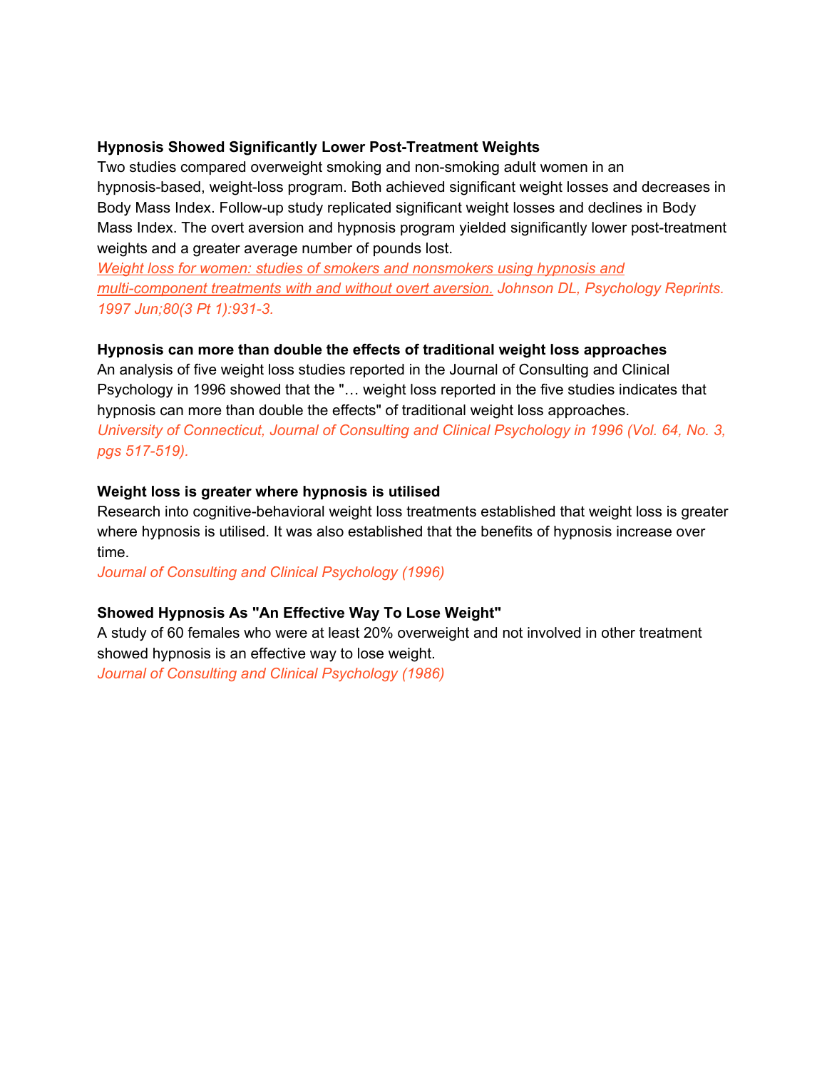**Hypnosis Showed Significantly Lower Post-Treatment Weights**

Two studies compared overweight smoking and non-smoking adult women in an hypnosis-based, weight-loss program. Both achieved significant weight losses and decreases in Body Mass Index. Follow-up study replicated significant weight losses and declines in Body Mass Index. The overt aversion and hypnosis program yielded significantly lower post-treatment weights and a greater average number of pounds lost.

*Weight loss for women: studies of smokers and nonsmokers using hypnosis and multi-component treatments with and without overt aversion. Johnson DL, Psychology Reprints. 1997 Jun;80(3 Pt 1):931-3.*

**Hypnosis can more than double the effects of traditional weight loss approaches**

An analysis of five weight loss studies reported in the Journal of Consulting and Clinical Psychology in 1996 showed that the "… weight loss reported in the five studies indicates that hypnosis can more than double the effects" of traditional weight loss approaches.

*University of Connecticut, Journal of Consulting and Clinical Psychology in 1996 (Vol. 64, No. 3, pgs 517-519).*

**Weight loss is greater where hypnosis is utilised**

Research into cognitive-behavioral weight loss treatments established that weight loss is greater where hypnosis is utilised. It was also established that the benefits of hypnosis increase over time.

*Journal of Consulting and Clinical Psychology (1996)*

**Showed Hypnosis As "An Effective Way To Lose Weight"**

A study of 60 females who were at least 20% overweight and not involved in other treatment showed hypnosis is an effective way to lose weight.

*Journal of Consulting and Clinical Psychology (1986)*